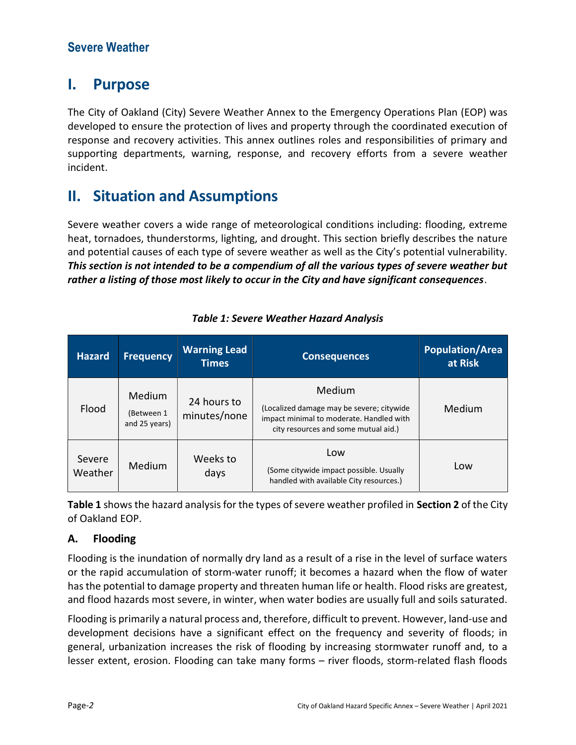## Severe Weather

# I. Purpose

The City of Oakland (City) Severe Weather Annex to the Emergency Operations Plan (EOP) was developed to ensure the protection of lives and property through the coordinated execution of response and recovery activities. This annex outlines roles and responsibilities of primary and supporting departments, warning, response, and recovery efforts from a severe weather incident.

# II. Situation and Assumptions

Severe weather covers a wide range of meteorological conditions including: flooding, extreme heat, tornadoes, thunderstorms, lighting, and drought. This section briefly describes the nature and potential causes of each type of severe weather as well as the City's potential vulnerability. ***This section is not intended to be a compendium of all the various types of severe weather but rather a listing of those most likely to occur in the City and have significant consequences***.

***Table 1: Severe Weather Hazard Analysis***

| Hazard | Frequency | Warning Lead Times | Consequences | Population/Area at Risk |
|---|---|---|---|---|
| Flood | Medium (Between 1 and 25 years) | 24 hours to minutes/none | Medium (Localized damage may be severe; citywide impact minimal to moderate. Handled with city resources and some mutual aid.) | Medium |
| Severe Weather | Medium | Weeks to days | Low (Some citywide impact possible. Usually handled with available City resources.) | Low |

**Table 1** shows the hazard analysis for the types of severe weather profiled in **Section 2** of the City of Oakland EOP.

### A. Flooding

Flooding is the inundation of normally dry land as a result of a rise in the level of surface waters or the rapid accumulation of storm-water runoff; it becomes a hazard when the flow of water has the potential to damage property and threaten human life or health. Flood risks are greatest, and flood hazards most severe, in winter, when water bodies are usually full and soils saturated.

Flooding is primarily a natural process and, therefore, difficult to prevent. However, land-use and development decisions have a significant effect on the frequency and severity of floods; in general, urbanization increases the risk of flooding by increasing stormwater runoff and, to a lesser extent, erosion. Flooding can take many forms – river floods, storm-related flash floods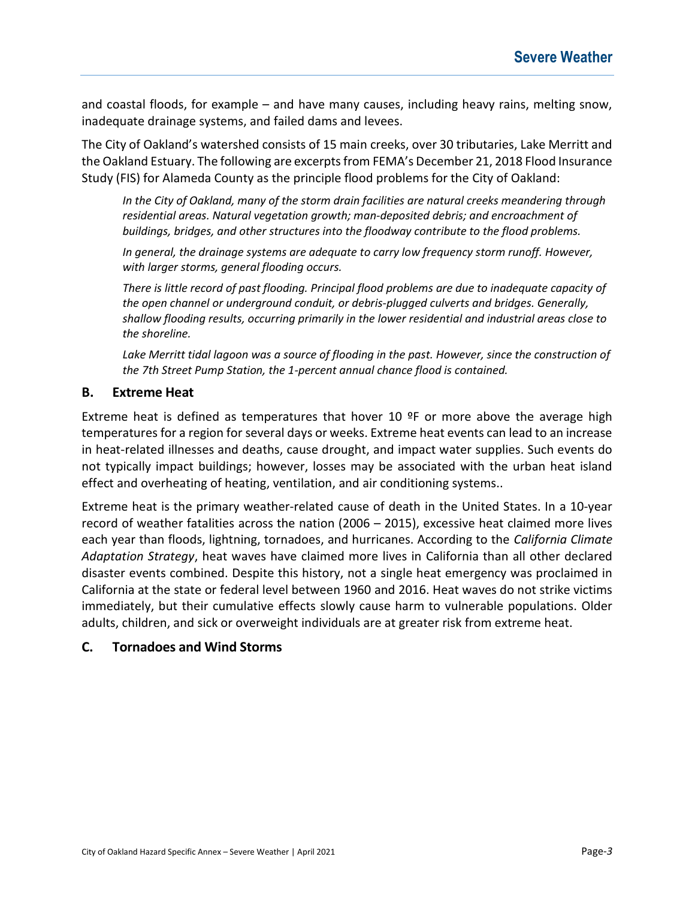and coastal floods, for example – and have many causes, including heavy rains, melting snow, inadequate drainage systems, and failed dams and levees.

The City of Oakland's watershed consists of 15 main creeks, over 30 tributaries, Lake Merritt and the Oakland Estuary. The following are excerpts from FEMA's December 21, 2018 Flood Insurance Study (FIS) for Alameda County as the principle flood problems for the City of Oakland:

> *In the City of Oakland, many of the storm drain facilities are natural creeks meandering through residential areas. Natural vegetation growth; man-deposited debris; and encroachment of buildings, bridges, and other structures into the floodway contribute to the flood problems.*
>
> *In general, the drainage systems are adequate to carry low frequency storm runoff. However, with larger storms, general flooding occurs.*
>
> *There is little record of past flooding. Principal flood problems are due to inadequate capacity of the open channel or underground conduit, or debris-plugged culverts and bridges. Generally, shallow flooding results, occurring primarily in the lower residential and industrial areas close to the shoreline.*
>
> *Lake Merritt tidal lagoon was a source of flooding in the past. However, since the construction of the 7th Street Pump Station, the 1-percent annual chance flood is contained.*

### B. Extreme Heat

Extreme heat is defined as temperatures that hover 10 ºF or more above the average high temperatures for a region for several days or weeks. Extreme heat events can lead to an increase in heat-related illnesses and deaths, cause drought, and impact water supplies. Such events do not typically impact buildings; however, losses may be associated with the urban heat island effect and overheating of heating, ventilation, and air conditioning systems..

Extreme heat is the primary weather-related cause of death in the United States. In a 10-year record of weather fatalities across the nation (2006 – 2015), excessive heat claimed more lives each year than floods, lightning, tornadoes, and hurricanes. According to the *California Climate Adaptation Strategy*, heat waves have claimed more lives in California than all other declared disaster events combined. Despite this history, not a single heat emergency was proclaimed in California at the state or federal level between 1960 and 2016. Heat waves do not strike victims immediately, but their cumulative effects slowly cause harm to vulnerable populations. Older adults, children, and sick or overweight individuals are at greater risk from extreme heat.

### C. Tornadoes and Wind Storms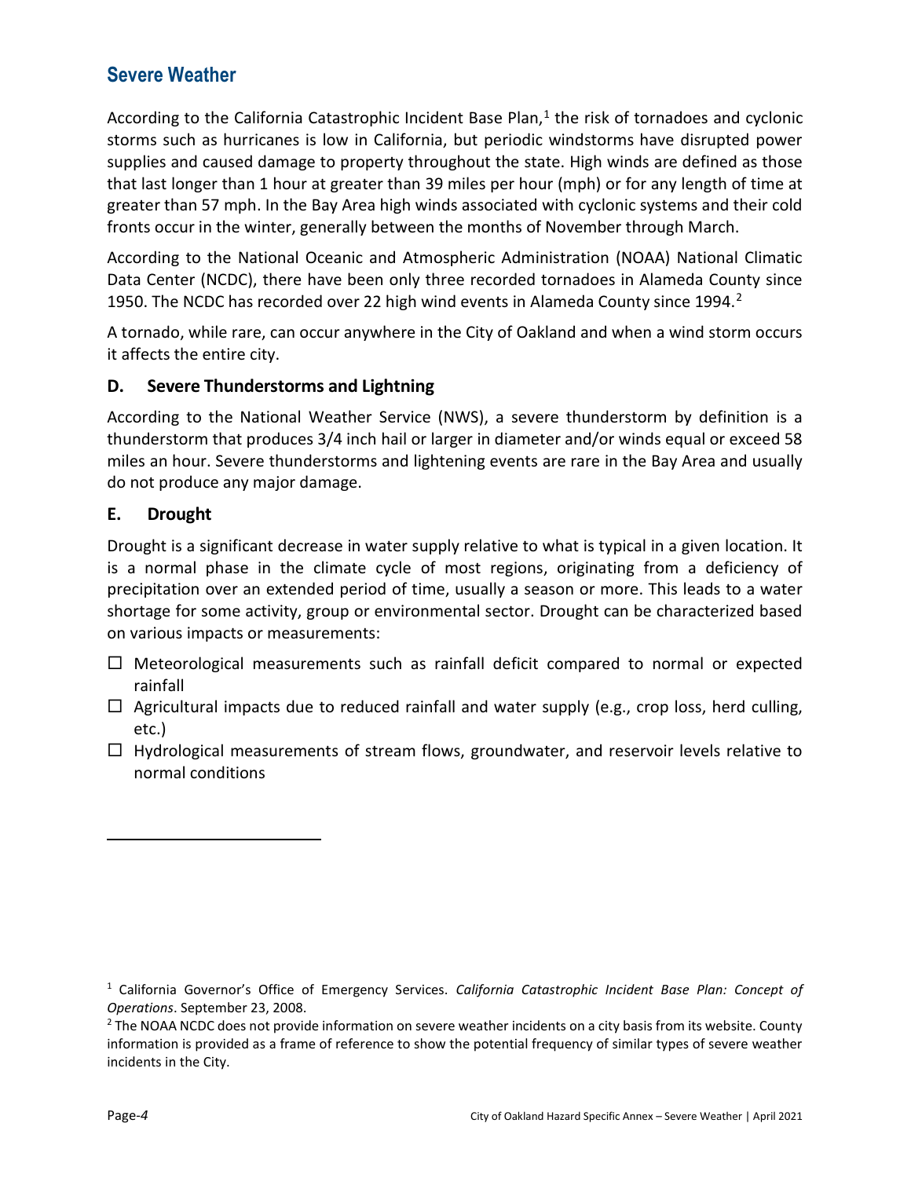## Severe Weather

According to the California Catastrophic Incident Base Plan,[1] the risk of tornadoes and cyclonic storms such as hurricanes is low in California, but periodic windstorms have disrupted power supplies and caused damage to property throughout the state. High winds are defined as those that last longer than 1 hour at greater than 39 miles per hour (mph) or for any length of time at greater than 57 mph. In the Bay Area high winds associated with cyclonic systems and their cold fronts occur in the winter, generally between the months of November through March.

According to the National Oceanic and Atmospheric Administration (NOAA) National Climatic Data Center (NCDC), there have been only three recorded tornadoes in Alameda County since 1950. The NCDC has recorded over 22 high wind events in Alameda County since 1994.[2]

A tornado, while rare, can occur anywhere in the City of Oakland and when a wind storm occurs it affects the entire city.

### D. Severe Thunderstorms and Lightning

According to the National Weather Service (NWS), a severe thunderstorm by definition is a thunderstorm that produces 3/4 inch hail or larger in diameter and/or winds equal or exceed 58 miles an hour. Severe thunderstorms and lightening events are rare in the Bay Area and usually do not produce any major damage.

### E. Drought

Drought is a significant decrease in water supply relative to what is typical in a given location. It is a normal phase in the climate cycle of most regions, originating from a deficiency of precipitation over an extended period of time, usually a season or more. This leads to a water shortage for some activity, group or environmental sector. Drought can be characterized based on various impacts or measurements:

- Meteorological measurements such as rainfall deficit compared to normal or expected rainfall
- Agricultural impacts due to reduced rainfall and water supply (e.g., crop loss, herd culling, etc.)
- Hydrological measurements of stream flows, groundwater, and reservoir levels relative to normal conditions

---

[1] California Governor's Office of Emergency Services. *California Catastrophic Incident Base Plan: Concept of Operations*. September 23, 2008.

[2] The NOAA NCDC does not provide information on severe weather incidents on a city basis from its website. County information is provided as a frame of reference to show the potential frequency of similar types of severe weather incidents in the City.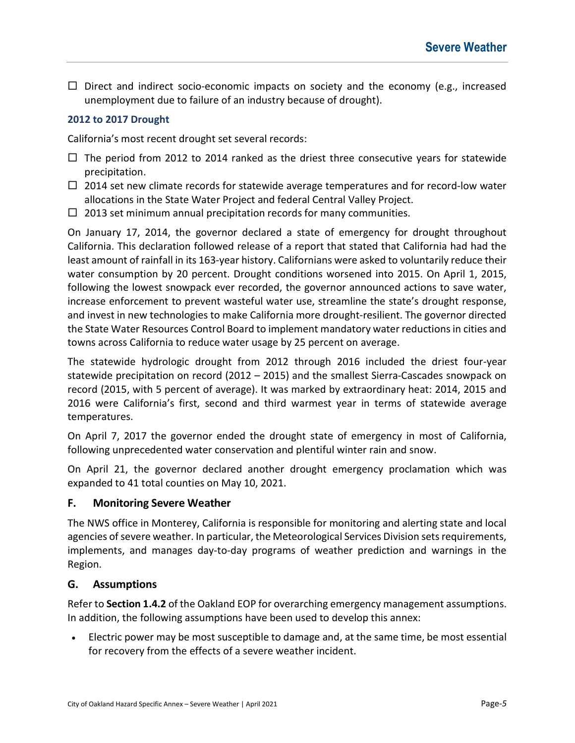- Direct and indirect socio-economic impacts on society and the economy (e.g., increased unemployment due to failure of an industry because of drought).

### 2012 to 2017 Drought

California's most recent drought set several records:

- The period from 2012 to 2014 ranked as the driest three consecutive years for statewide precipitation.
- 2014 set new climate records for statewide average temperatures and for record-low water allocations in the State Water Project and federal Central Valley Project.
- 2013 set minimum annual precipitation records for many communities.

On January 17, 2014, the governor declared a state of emergency for drought throughout California. This declaration followed release of a report that stated that California had had the least amount of rainfall in its 163-year history. Californians were asked to voluntarily reduce their water consumption by 20 percent. Drought conditions worsened into 2015. On April 1, 2015, following the lowest snowpack ever recorded, the governor announced actions to save water, increase enforcement to prevent wasteful water use, streamline the state's drought response, and invest in new technologies to make California more drought-resilient. The governor directed the State Water Resources Control Board to implement mandatory water reductions in cities and towns across California to reduce water usage by 25 percent on average.

The statewide hydrologic drought from 2012 through 2016 included the driest four-year statewide precipitation on record (2012 – 2015) and the smallest Sierra-Cascades snowpack on record (2015, with 5 percent of average). It was marked by extraordinary heat: 2014, 2015 and 2016 were California's first, second and third warmest year in terms of statewide average temperatures.

On April 7, 2017 the governor ended the drought state of emergency in most of California, following unprecedented water conservation and plentiful winter rain and snow.

On April 21, the governor declared another drought emergency proclamation which was expanded to 41 total counties on May 10, 2021.

## F. Monitoring Severe Weather

The NWS office in Monterey, California is responsible for monitoring and alerting state and local agencies of severe weather. In particular, the Meteorological Services Division sets requirements, implements, and manages day-to-day programs of weather prediction and warnings in the Region.

## G. Assumptions

Refer to **Section 1.4.2** of the Oakland EOP for overarching emergency management assumptions. In addition, the following assumptions have been used to develop this annex:

- Electric power may be most susceptible to damage and, at the same time, be most essential for recovery from the effects of a severe weather incident.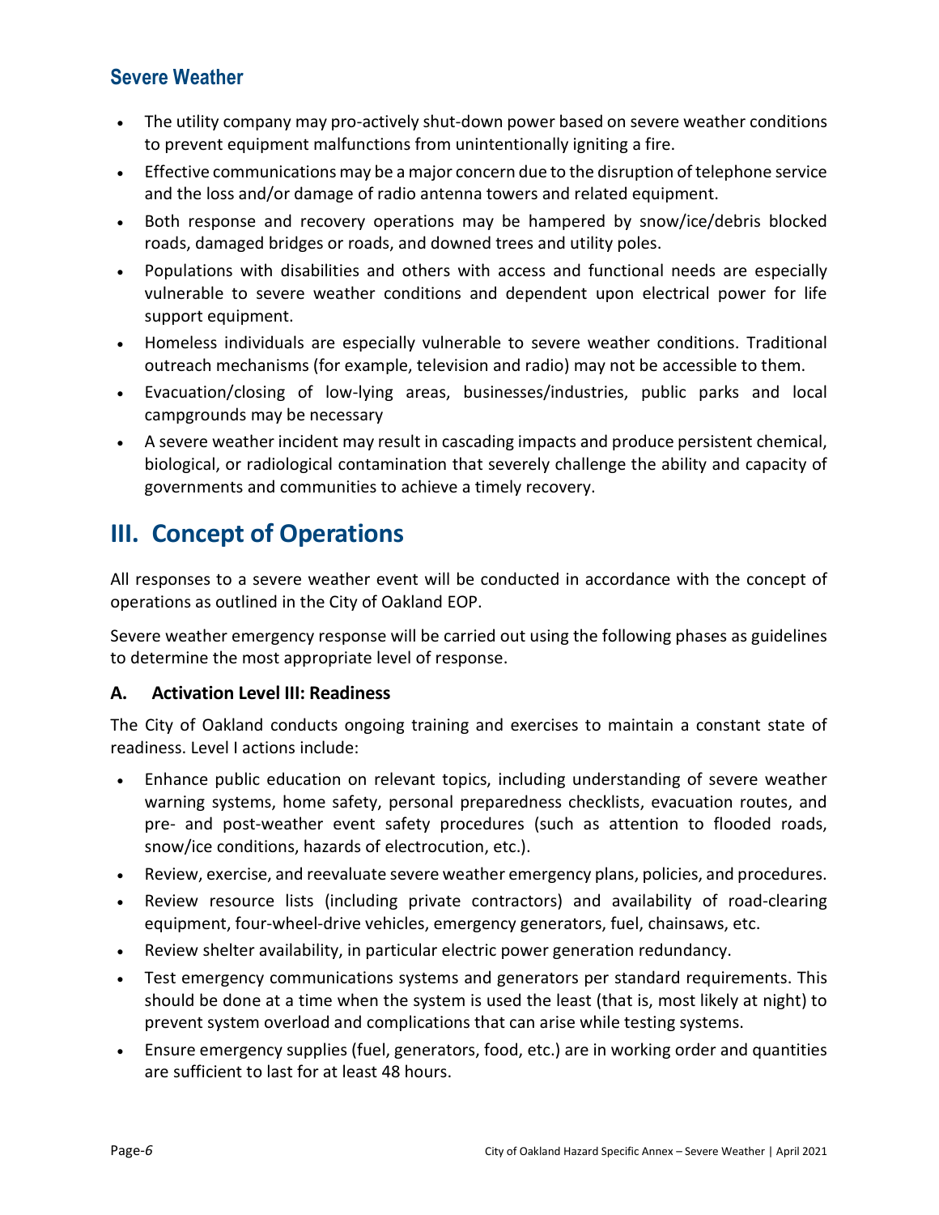### Severe Weather

- The utility company may pro-actively shut-down power based on severe weather conditions to prevent equipment malfunctions from unintentionally igniting a fire.
- Effective communications may be a major concern due to the disruption of telephone service and the loss and/or damage of radio antenna towers and related equipment.
- Both response and recovery operations may be hampered by snow/ice/debris blocked roads, damaged bridges or roads, and downed trees and utility poles.
- Populations with disabilities and others with access and functional needs are especially vulnerable to severe weather conditions and dependent upon electrical power for life support equipment.
- Homeless individuals are especially vulnerable to severe weather conditions. Traditional outreach mechanisms (for example, television and radio) may not be accessible to them.
- Evacuation/closing of low-lying areas, businesses/industries, public parks and local campgrounds may be necessary
- A severe weather incident may result in cascading impacts and produce persistent chemical, biological, or radiological contamination that severely challenge the ability and capacity of governments and communities to achieve a timely recovery.

# III. Concept of Operations

All responses to a severe weather event will be conducted in accordance with the concept of operations as outlined in the City of Oakland EOP.

Severe weather emergency response will be carried out using the following phases as guidelines to determine the most appropriate level of response.

### A. Activation Level III: Readiness

The City of Oakland conducts ongoing training and exercises to maintain a constant state of readiness. Level I actions include:

- Enhance public education on relevant topics, including understanding of severe weather warning systems, home safety, personal preparedness checklists, evacuation routes, and pre- and post-weather event safety procedures (such as attention to flooded roads, snow/ice conditions, hazards of electrocution, etc.).
- Review, exercise, and reevaluate severe weather emergency plans, policies, and procedures.
- Review resource lists (including private contractors) and availability of road-clearing equipment, four-wheel-drive vehicles, emergency generators, fuel, chainsaws, etc.
- Review shelter availability, in particular electric power generation redundancy.
- Test emergency communications systems and generators per standard requirements. This should be done at a time when the system is used the least (that is, most likely at night) to prevent system overload and complications that can arise while testing systems.
- Ensure emergency supplies (fuel, generators, food, etc.) are in working order and quantities are sufficient to last for at least 48 hours.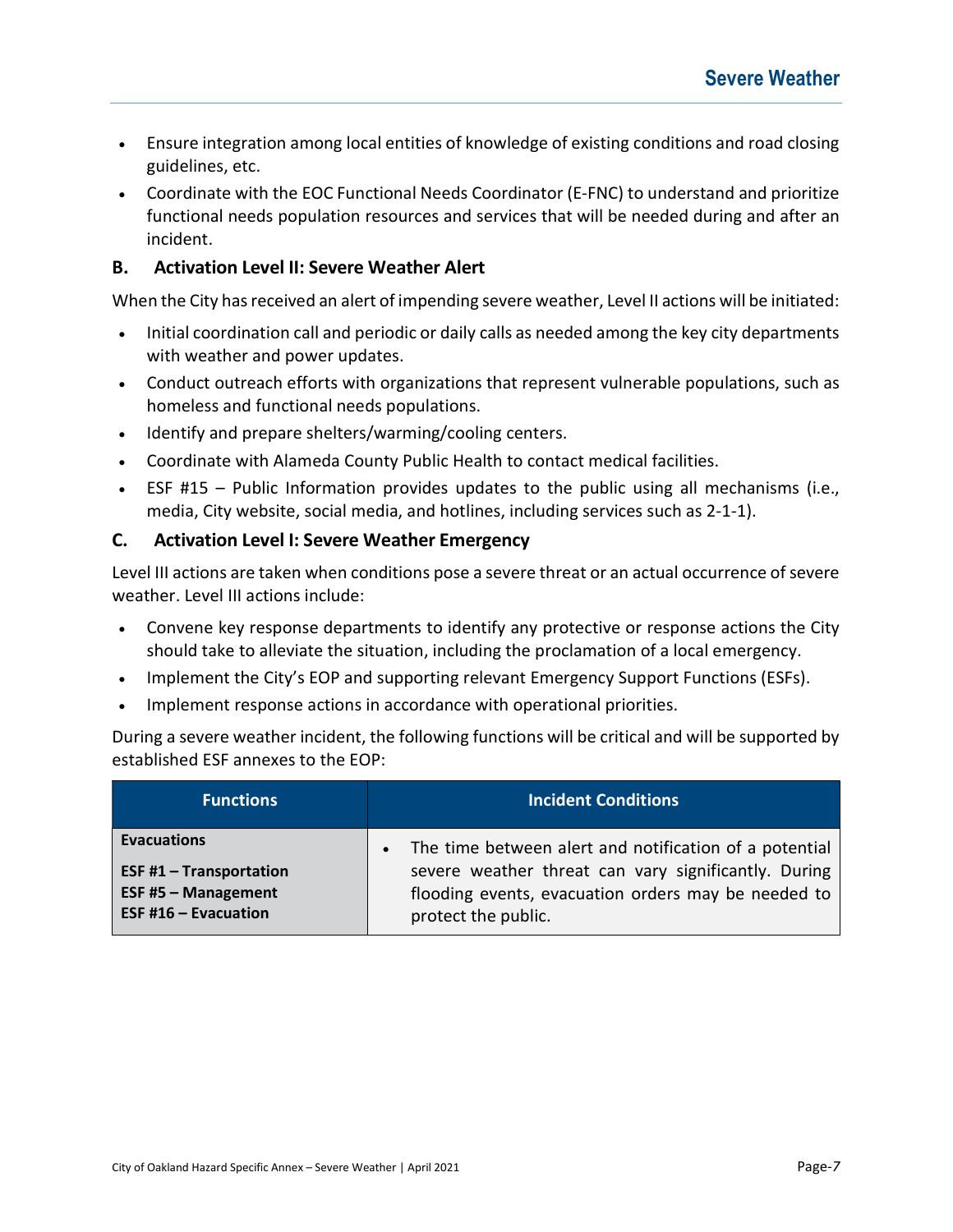- Ensure integration among local entities of knowledge of existing conditions and road closing guidelines, etc.
- Coordinate with the EOC Functional Needs Coordinator (E-FNC) to understand and prioritize functional needs population resources and services that will be needed during and after an incident.

### B. Activation Level II: Severe Weather Alert

When the City has received an alert of impending severe weather, Level II actions will be initiated:

- Initial coordination call and periodic or daily calls as needed among the key city departments with weather and power updates.
- Conduct outreach efforts with organizations that represent vulnerable populations, such as homeless and functional needs populations.
- Identify and prepare shelters/warming/cooling centers.
- Coordinate with Alameda County Public Health to contact medical facilities.
- ESF #15 – Public Information provides updates to the public using all mechanisms (i.e., media, City website, social media, and hotlines, including services such as 2-1-1).

### C. Activation Level I: Severe Weather Emergency

Level III actions are taken when conditions pose a severe threat or an actual occurrence of severe weather. Level III actions include:

- Convene key response departments to identify any protective or response actions the City should take to alleviate the situation, including the proclamation of a local emergency.
- Implement the City's EOP and supporting relevant Emergency Support Functions (ESFs).
- Implement response actions in accordance with operational priorities.

During a severe weather incident, the following functions will be critical and will be supported by established ESF annexes to the EOP:

| Functions | Incident Conditions |
|---|---|
| **Evacuations**<br>**ESF #1 – Transportation**<br>**ESF #5 – Management**<br>**ESF #16 – Evacuation** | • The time between alert and notification of a potential severe weather threat can vary significantly. During flooding events, evacuation orders may be needed to protect the public. |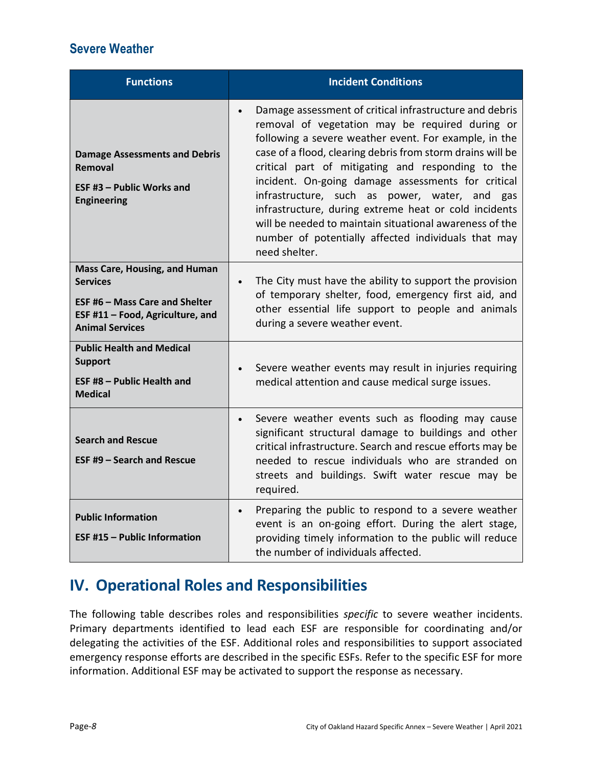### Severe Weather

| Functions | Incident Conditions |
|---|---|
| **Damage Assessments and Debris Removal**<br>**ESF #3 – Public Works and Engineering** | • Damage assessment of critical infrastructure and debris removal of vegetation may be required during or following a severe weather event. For example, in the case of a flood, clearing debris from storm drains will be critical part of mitigating and responding to the incident. On-going damage assessments for critical infrastructure, such as power, water, and gas infrastructure, during extreme heat or cold incidents will be needed to maintain situational awareness of the number of potentially affected individuals that may need shelter. |
| **Mass Care, Housing, and Human Services**<br>**ESF #6 – Mass Care and Shelter**<br>**ESF #11 – Food, Agriculture, and Animal Services** | • The City must have the ability to support the provision of temporary shelter, food, emergency first aid, and other essential life support to people and animals during a severe weather event. |
| **Public Health and Medical Support**<br>**ESF #8 – Public Health and Medical** | • Severe weather events may result in injuries requiring medical attention and cause medical surge issues. |
| **Search and Rescue**<br>**ESF #9 – Search and Rescue** | • Severe weather events such as flooding may cause significant structural damage to buildings and other critical infrastructure. Search and rescue efforts may be needed to rescue individuals who are stranded on streets and buildings. Swift water rescue may be required. |
| **Public Information**<br>**ESF #15 – Public Information** | • Preparing the public to respond to a severe weather event is an on-going effort. During the alert stage, providing timely information to the public will reduce the number of individuals affected. |

## IV. Operational Roles and Responsibilities

The following table describes roles and responsibilities *specific* to severe weather incidents. Primary departments identified to lead each ESF are responsible for coordinating and/or delegating the activities of the ESF. Additional roles and responsibilities to support associated emergency response efforts are described in the specific ESFs. Refer to the specific ESF for more information. Additional ESF may be activated to support the response as necessary.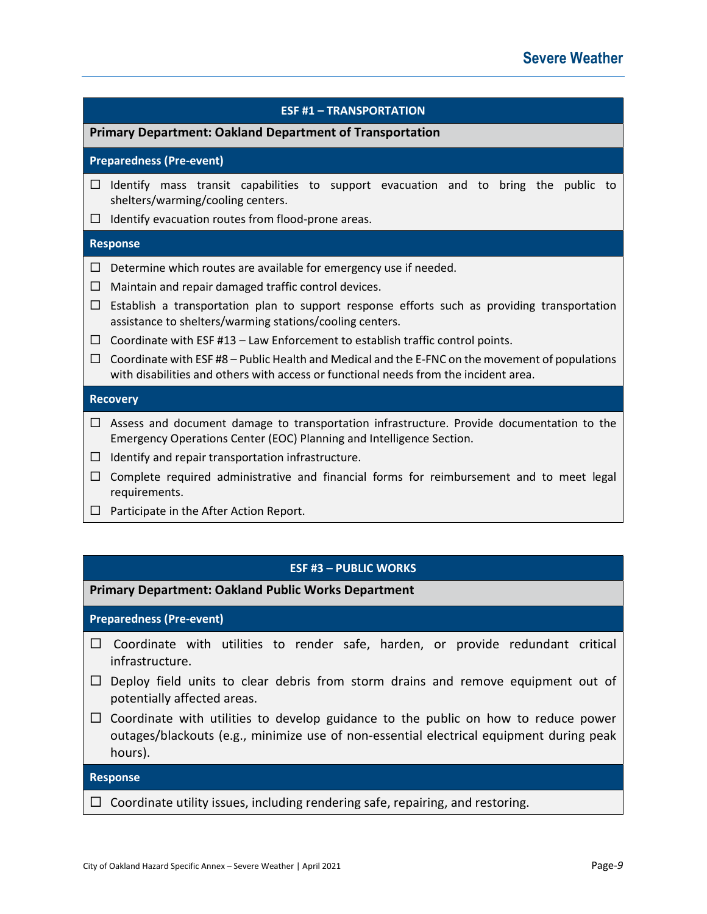| ESF #1 – TRANSPORTATION |
|---|
| **Primary Department: Oakland Department of Transportation** |
| **Preparedness (Pre-event)** |
| ☐ Identify mass transit capabilities to support evacuation and to bring the public to shelters/warming/cooling centers. |
| ☐ Identify evacuation routes from flood-prone areas. |
| **Response** |
| ☐ Determine which routes are available for emergency use if needed. |
| ☐ Maintain and repair damaged traffic control devices. |
| ☐ Establish a transportation plan to support response efforts such as providing transportation assistance to shelters/warming stations/cooling centers. |
| ☐ Coordinate with ESF #13 – Law Enforcement to establish traffic control points. |
| ☐ Coordinate with ESF #8 – Public Health and Medical and the E-FNC on the movement of populations with disabilities and others with access or functional needs from the incident area. |
| **Recovery** |
| ☐ Assess and document damage to transportation infrastructure. Provide documentation to the Emergency Operations Center (EOC) Planning and Intelligence Section. |
| ☐ Identify and repair transportation infrastructure. |
| ☐ Complete required administrative and financial forms for reimbursement and to meet legal requirements. |
| ☐ Participate in the After Action Report. |

| ESF #3 – PUBLIC WORKS |
|---|
| **Primary Department: Oakland Public Works Department** |
| **Preparedness (Pre-event)** |
| ☐ Coordinate with utilities to render safe, harden, or provide redundant critical infrastructure. |
| ☐ Deploy field units to clear debris from storm drains and remove equipment out of potentially affected areas. |
| ☐ Coordinate with utilities to develop guidance to the public on how to reduce power outages/blackouts (e.g., minimize use of non-essential electrical equipment during peak hours). |
| **Response** |
| ☐ Coordinate utility issues, including rendering safe, repairing, and restoring. |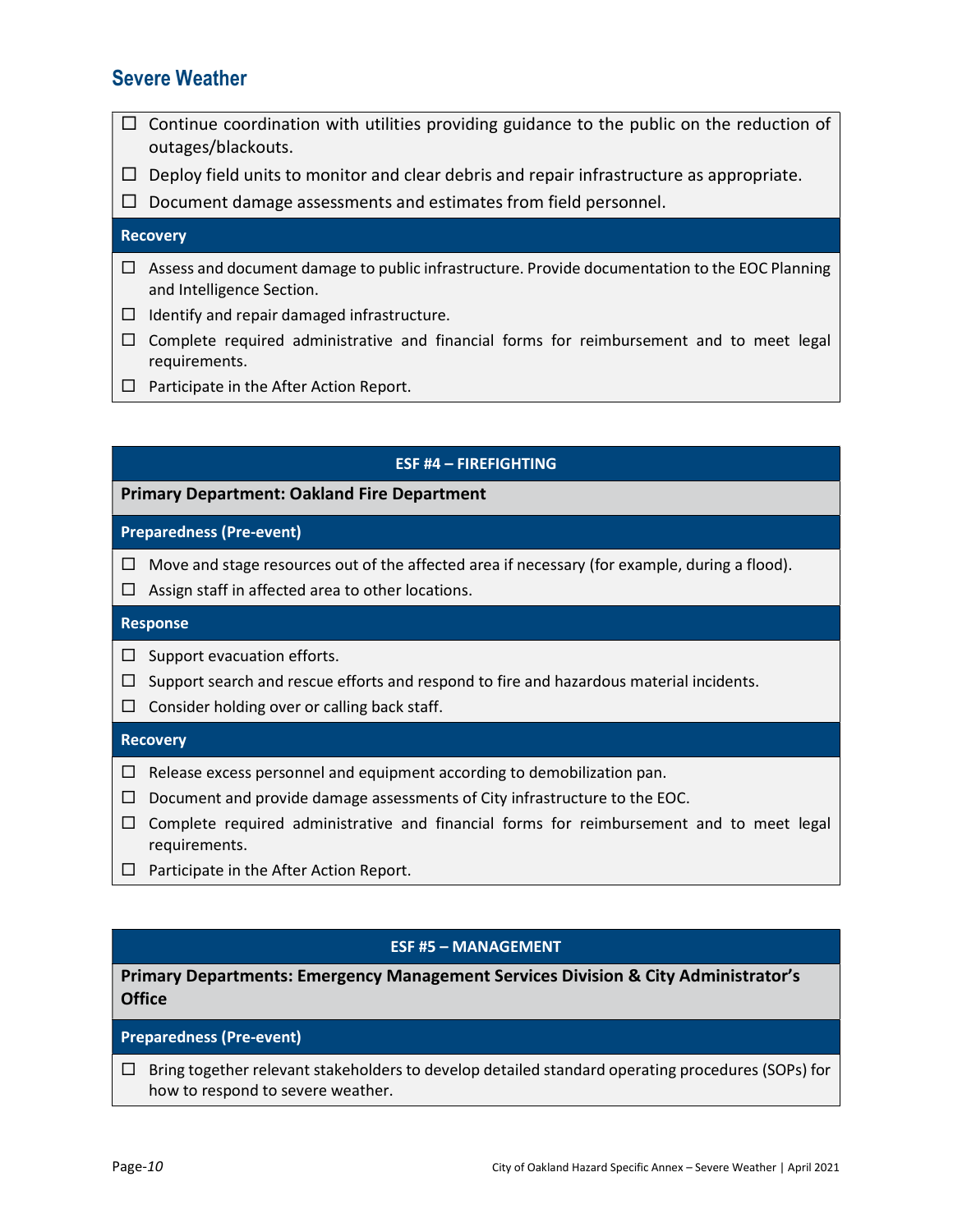## Severe Weather

- ☐ Continue coordination with utilities providing guidance to the public on the reduction of outages/blackouts.
- ☐ Deploy field units to monitor and clear debris and repair infrastructure as appropriate.
- ☐ Document damage assessments and estimates from field personnel.

**Recovery**

- ☐ Assess and document damage to public infrastructure. Provide documentation to the EOC Planning and Intelligence Section.
- ☐ Identify and repair damaged infrastructure.
- ☐ Complete required administrative and financial forms for reimbursement and to meet legal requirements.
- ☐ Participate in the After Action Report.

### ESF #4 – FIREFIGHTING

**Primary Department: Oakland Fire Department**

**Preparedness (Pre-event)**

- ☐ Move and stage resources out of the affected area if necessary (for example, during a flood).
- ☐ Assign staff in affected area to other locations.

**Response**

- ☐ Support evacuation efforts.
- ☐ Support search and rescue efforts and respond to fire and hazardous material incidents.
- ☐ Consider holding over or calling back staff.

**Recovery**

- ☐ Release excess personnel and equipment according to demobilization pan.
- ☐ Document and provide damage assessments of City infrastructure to the EOC.
- ☐ Complete required administrative and financial forms for reimbursement and to meet legal requirements.
- ☐ Participate in the After Action Report.

### ESF #5 – MANAGEMENT

**Primary Departments: Emergency Management Services Division & City Administrator's Office**

**Preparedness (Pre-event)**

- ☐ Bring together relevant stakeholders to develop detailed standard operating procedures (SOPs) for how to respond to severe weather.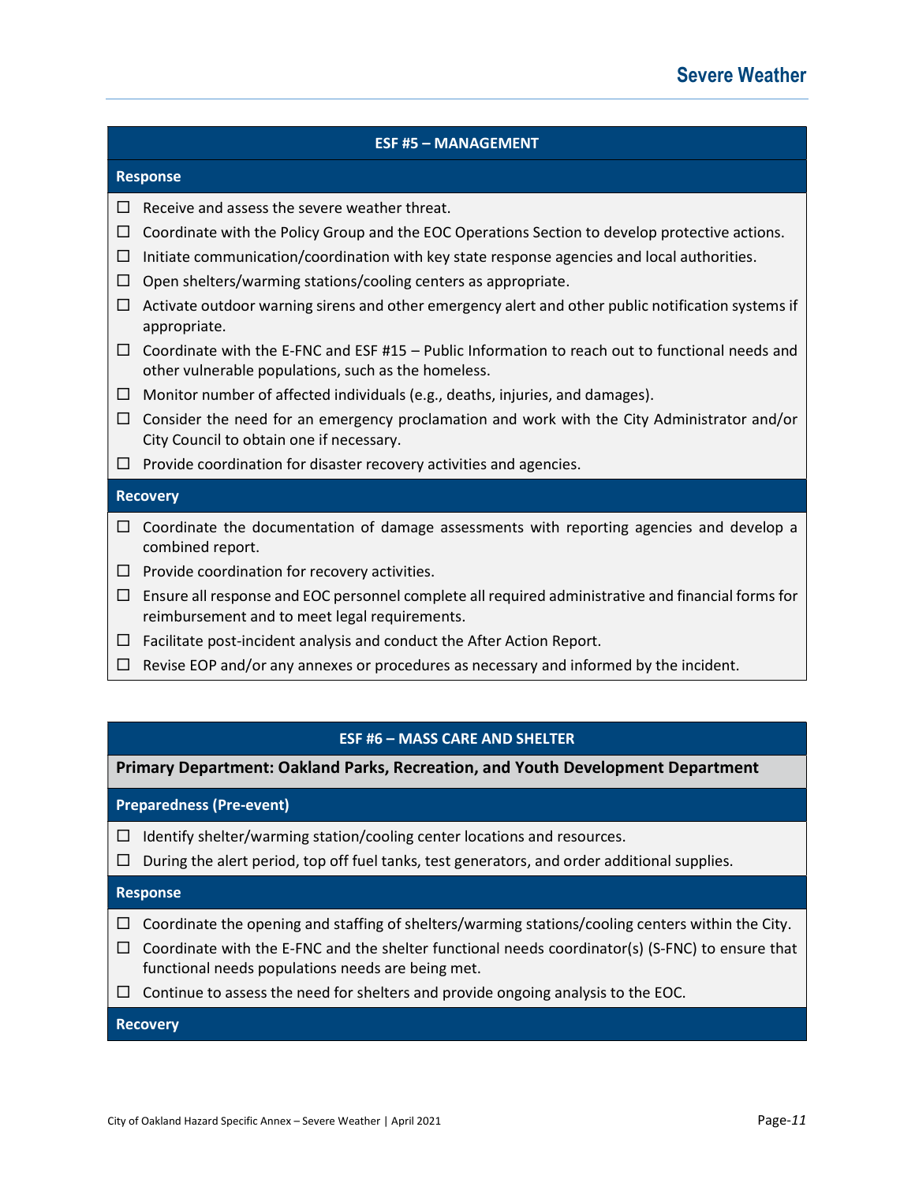### ESF #5 – MANAGEMENT

**Response**

- ☐ Receive and assess the severe weather threat.
- ☐ Coordinate with the Policy Group and the EOC Operations Section to develop protective actions.
- ☐ Initiate communication/coordination with key state response agencies and local authorities.
- ☐ Open shelters/warming stations/cooling centers as appropriate.
- ☐ Activate outdoor warning sirens and other emergency alert and other public notification systems if appropriate.
- ☐ Coordinate with the E-FNC and ESF #15 – Public Information to reach out to functional needs and other vulnerable populations, such as the homeless.
- ☐ Monitor number of affected individuals (e.g., deaths, injuries, and damages).
- ☐ Consider the need for an emergency proclamation and work with the City Administrator and/or City Council to obtain one if necessary.
- ☐ Provide coordination for disaster recovery activities and agencies.

**Recovery**

- ☐ Coordinate the documentation of damage assessments with reporting agencies and develop a combined report.
- ☐ Provide coordination for recovery activities.
- ☐ Ensure all response and EOC personnel complete all required administrative and financial forms for reimbursement and to meet legal requirements.
- ☐ Facilitate post-incident analysis and conduct the After Action Report.
- ☐ Revise EOP and/or any annexes or procedures as necessary and informed by the incident.

### ESF #6 – MASS CARE AND SHELTER

**Primary Department: Oakland Parks, Recreation, and Youth Development Department**

**Preparedness (Pre-event)**

- ☐ Identify shelter/warming station/cooling center locations and resources.
- ☐ During the alert period, top off fuel tanks, test generators, and order additional supplies.

**Response**

- ☐ Coordinate the opening and staffing of shelters/warming stations/cooling centers within the City.
- ☐ Coordinate with the E-FNC and the shelter functional needs coordinator(s) (S-FNC) to ensure that functional needs populations needs are being met.
- ☐ Continue to assess the need for shelters and provide ongoing analysis to the EOC.

**Recovery**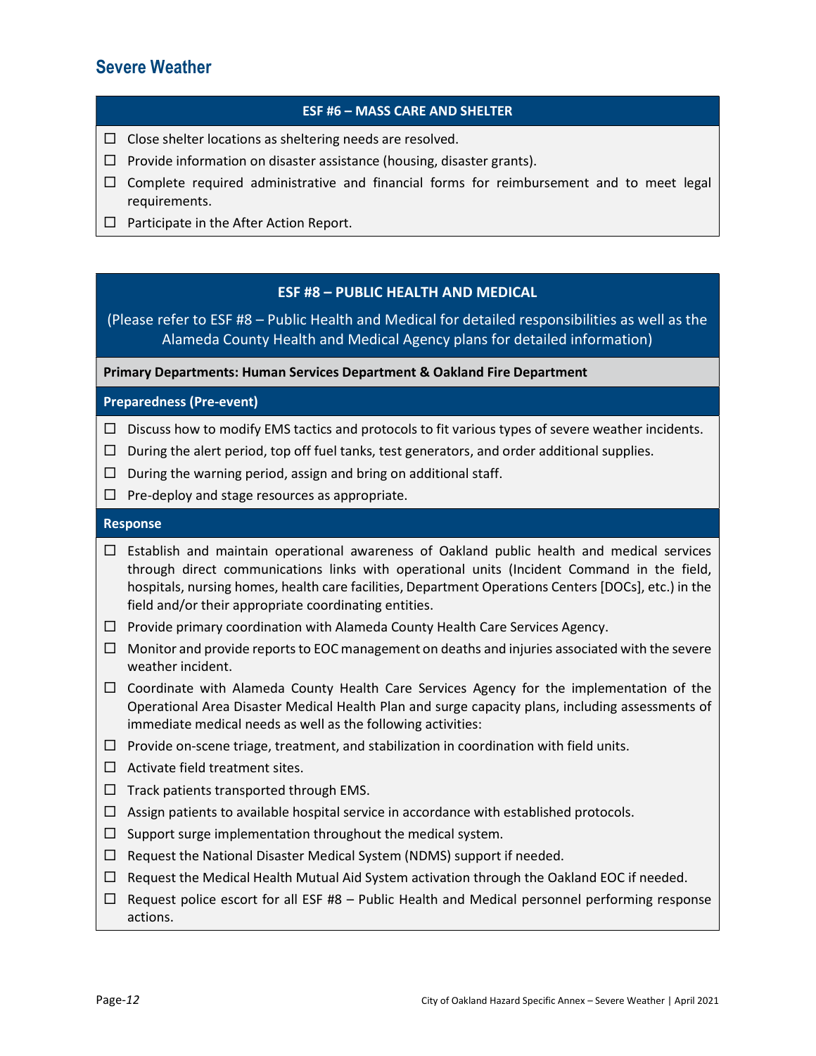## Severe Weather

### ESF #6 – MASS CARE AND SHELTER

- ☐ Close shelter locations as sheltering needs are resolved.
- ☐ Provide information on disaster assistance (housing, disaster grants).
- ☐ Complete required administrative and financial forms for reimbursement and to meet legal requirements.
- ☐ Participate in the After Action Report.

### ESF #8 – PUBLIC HEALTH AND MEDICAL

(Please refer to ESF #8 – Public Health and Medical for detailed responsibilities as well as the Alameda County Health and Medical Agency plans for detailed information)

**Primary Departments: Human Services Department & Oakland Fire Department**

**Preparedness (Pre-event)**

- ☐ Discuss how to modify EMS tactics and protocols to fit various types of severe weather incidents.
- ☐ During the alert period, top off fuel tanks, test generators, and order additional supplies.
- ☐ During the warning period, assign and bring on additional staff.
- ☐ Pre-deploy and stage resources as appropriate.

**Response**

- ☐ Establish and maintain operational awareness of Oakland public health and medical services through direct communications links with operational units (Incident Command in the field, hospitals, nursing homes, health care facilities, Department Operations Centers [DOCs], etc.) in the field and/or their appropriate coordinating entities.
- ☐ Provide primary coordination with Alameda County Health Care Services Agency.
- ☐ Monitor and provide reports to EOC management on deaths and injuries associated with the severe weather incident.
- ☐ Coordinate with Alameda County Health Care Services Agency for the implementation of the Operational Area Disaster Medical Health Plan and surge capacity plans, including assessments of immediate medical needs as well as the following activities:
- ☐ Provide on-scene triage, treatment, and stabilization in coordination with field units.
- ☐ Activate field treatment sites.
- ☐ Track patients transported through EMS.
- ☐ Assign patients to available hospital service in accordance with established protocols.
- ☐ Support surge implementation throughout the medical system.
- ☐ Request the National Disaster Medical System (NDMS) support if needed.
- ☐ Request the Medical Health Mutual Aid System activation through the Oakland EOC if needed.
- ☐ Request police escort for all ESF #8 – Public Health and Medical personnel performing response actions.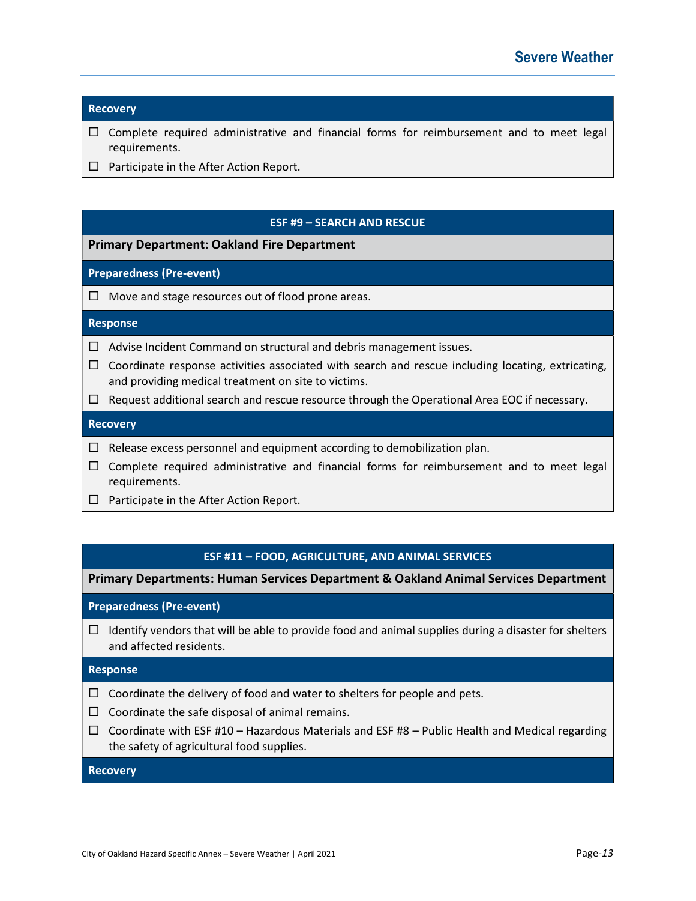**Recovery**

- ☐ Complete required administrative and financial forms for reimbursement and to meet legal requirements.
- ☐ Participate in the After Action Report.

## ESF #9 – SEARCH AND RESCUE

**Primary Department: Oakland Fire Department**

**Preparedness (Pre-event)**

- ☐ Move and stage resources out of flood prone areas.

**Response**

- ☐ Advise Incident Command on structural and debris management issues.
- ☐ Coordinate response activities associated with search and rescue including locating, extricating, and providing medical treatment on site to victims.
- ☐ Request additional search and rescue resource through the Operational Area EOC if necessary.

**Recovery**

- ☐ Release excess personnel and equipment according to demobilization plan.
- ☐ Complete required administrative and financial forms for reimbursement and to meet legal requirements.
- ☐ Participate in the After Action Report.

## ESF #11 – FOOD, AGRICULTURE, AND ANIMAL SERVICES

**Primary Departments: Human Services Department & Oakland Animal Services Department**

**Preparedness (Pre-event)**

- ☐ Identify vendors that will be able to provide food and animal supplies during a disaster for shelters and affected residents.

**Response**

- ☐ Coordinate the delivery of food and water to shelters for people and pets.
- ☐ Coordinate the safe disposal of animal remains.
- ☐ Coordinate with ESF #10 – Hazardous Materials and ESF #8 – Public Health and Medical regarding the safety of agricultural food supplies.

**Recovery**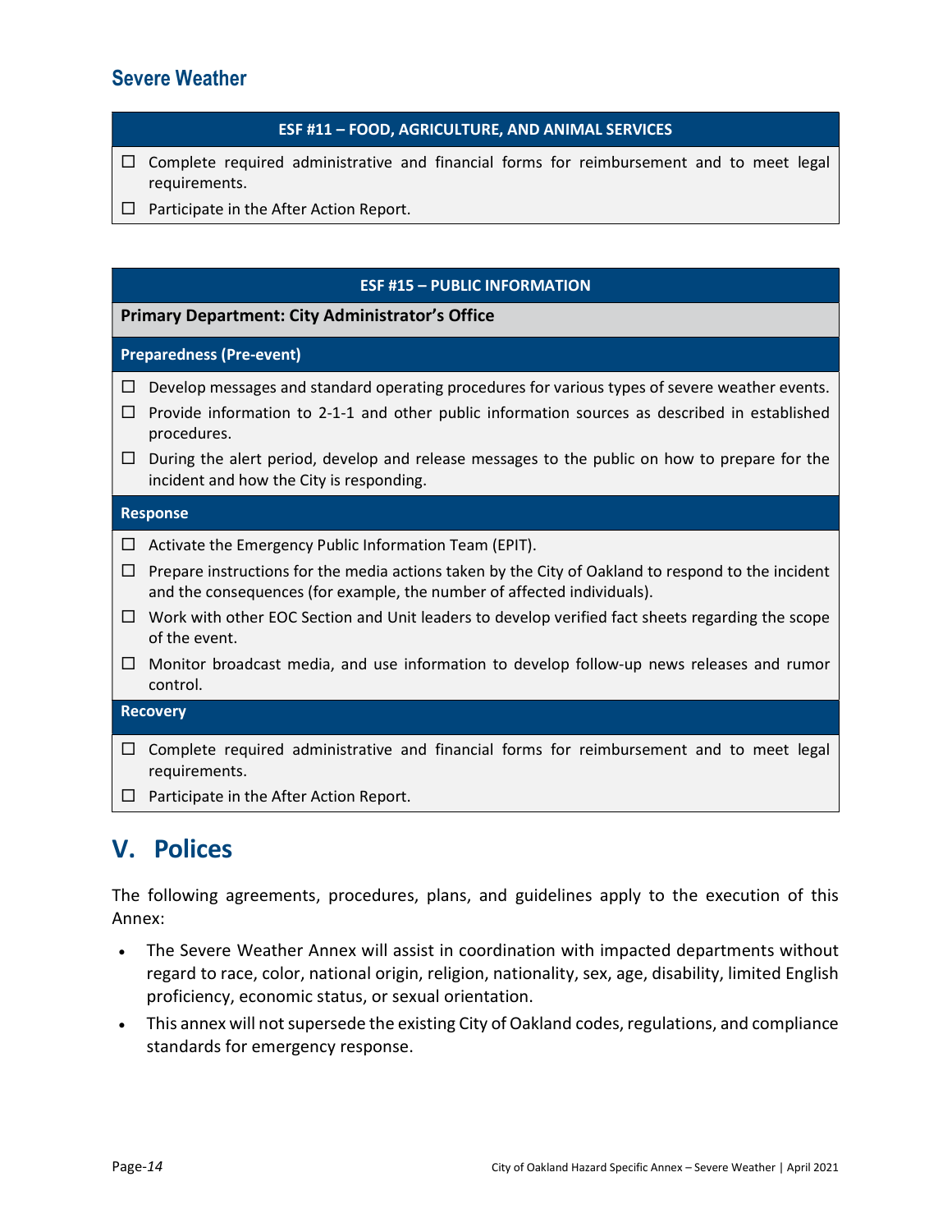## Severe Weather

| ESF #11 – FOOD, AGRICULTURE, AND ANIMAL SERVICES |
|---|
| ☐ Complete required administrative and financial forms for reimbursement and to meet legal requirements. |
| ☐ Participate in the After Action Report. |

| ESF #15 – PUBLIC INFORMATION |
|---|
| **Primary Department: City Administrator's Office** |
| **Preparedness (Pre-event)** |
| ☐ Develop messages and standard operating procedures for various types of severe weather events. |
| ☐ Provide information to 2-1-1 and other public information sources as described in established procedures. |
| ☐ During the alert period, develop and release messages to the public on how to prepare for the incident and how the City is responding. |
| **Response** |
| ☐ Activate the Emergency Public Information Team (EPIT). |
| ☐ Prepare instructions for the media actions taken by the City of Oakland to respond to the incident and the consequences (for example, the number of affected individuals). |
| ☐ Work with other EOC Section and Unit leaders to develop verified fact sheets regarding the scope of the event. |
| ☐ Monitor broadcast media, and use information to develop follow-up news releases and rumor control. |
| **Recovery** |
| ☐ Complete required administrative and financial forms for reimbursement and to meet legal requirements. |
| ☐ Participate in the After Action Report. |

# V. Polices

The following agreements, procedures, plans, and guidelines apply to the execution of this Annex:

- The Severe Weather Annex will assist in coordination with impacted departments without regard to race, color, national origin, religion, nationality, sex, age, disability, limited English proficiency, economic status, or sexual orientation.
- This annex will not supersede the existing City of Oakland codes, regulations, and compliance standards for emergency response.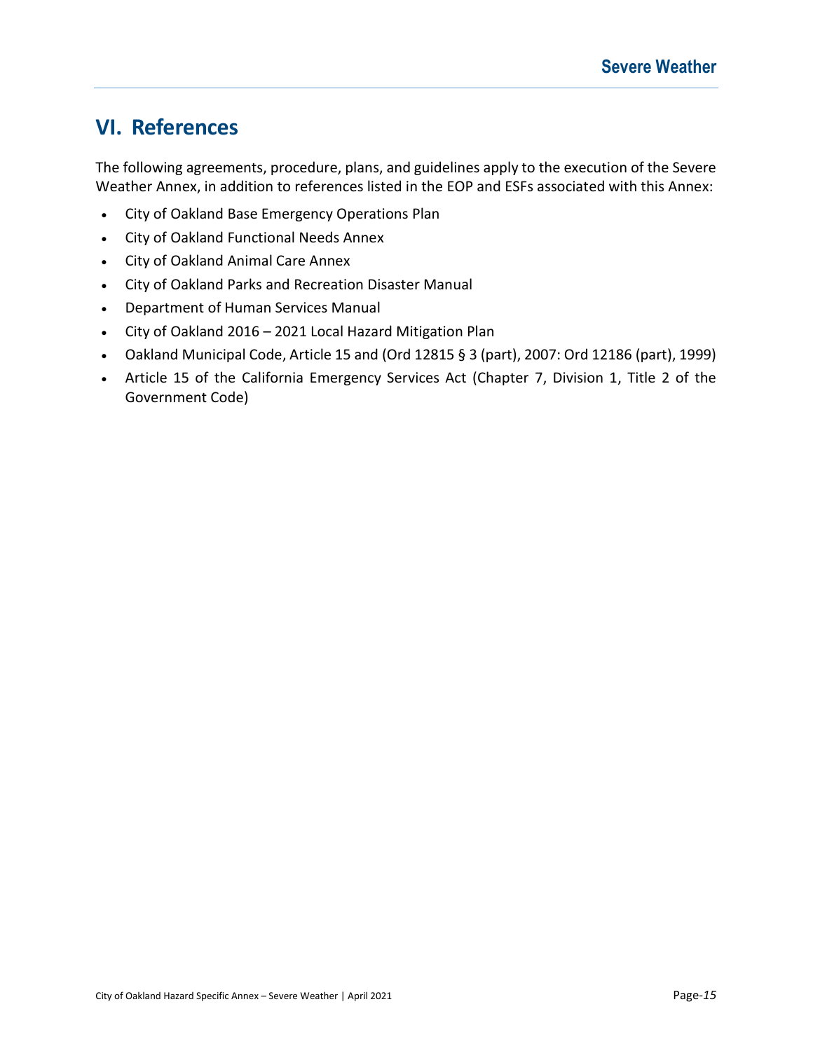## VI. References

The following agreements, procedure, plans, and guidelines apply to the execution of the Severe Weather Annex, in addition to references listed in the EOP and ESFs associated with this Annex:

- City of Oakland Base Emergency Operations Plan
- City of Oakland Functional Needs Annex
- City of Oakland Animal Care Annex
- City of Oakland Parks and Recreation Disaster Manual
- Department of Human Services Manual
- City of Oakland 2016 – 2021 Local Hazard Mitigation Plan
- Oakland Municipal Code, Article 15 and (Ord 12815 § 3 (part), 2007: Ord 12186 (part), 1999)
- Article 15 of the California Emergency Services Act (Chapter 7, Division 1, Title 2 of the Government Code)